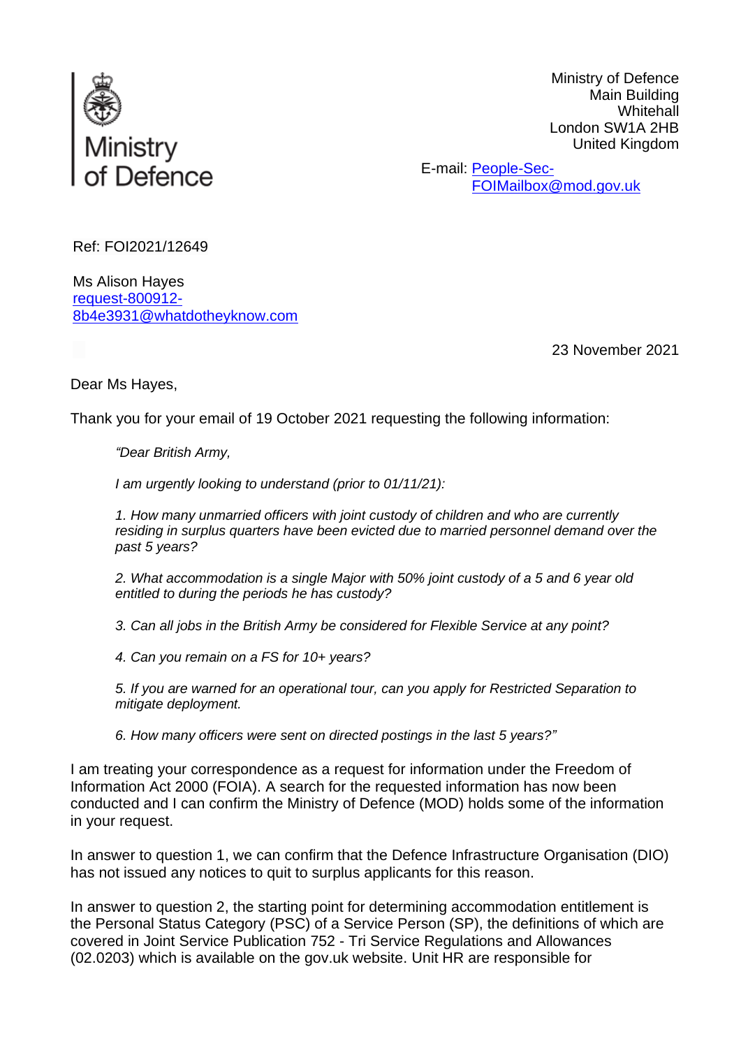Ministry of Defence

Ministry of Defence
Main Building
Whitehall
London SW1A 2HB
United Kingdom

E-mail: People-Sec-FOIMailbox@mod.gov.uk

Ref: FOI2021/12649

Ms Alison Hayes
request-800912-8b4e3931@whatdotheyknow.com

23 November 2021

Dear Ms Hayes,

Thank you for your email of 19 October 2021 requesting the following information:

> *"Dear British Army,*
>
> *I am urgently looking to understand (prior to 01/11/21):*
>
> *1. How many unmarried officers with joint custody of children and who are currently residing in surplus quarters have been evicted due to married personnel demand over the past 5 years?*
>
> *2. What accommodation is a single Major with 50% joint custody of a 5 and 6 year old entitled to during the periods he has custody?*
>
> *3. Can all jobs in the British Army be considered for Flexible Service at any point?*
>
> *4. Can you remain on a FS for 10+ years?*
>
> *5. If you are warned for an operational tour, can you apply for Restricted Separation to mitigate deployment.*
>
> *6. How many officers were sent on directed postings in the last 5 years?"*

I am treating your correspondence as a request for information under the Freedom of Information Act 2000 (FOIA). A search for the requested information has now been conducted and I can confirm the Ministry of Defence (MOD) holds some of the information in your request.

In answer to question 1, we can confirm that the Defence Infrastructure Organisation (DIO) has not issued any notices to quit to surplus applicants for this reason.

In answer to question 2, the starting point for determining accommodation entitlement is the Personal Status Category (PSC) of a Service Person (SP), the definitions of which are covered in Joint Service Publication 752 - Tri Service Regulations and Allowances (02.0203) which is available on the gov.uk website. Unit HR are responsible for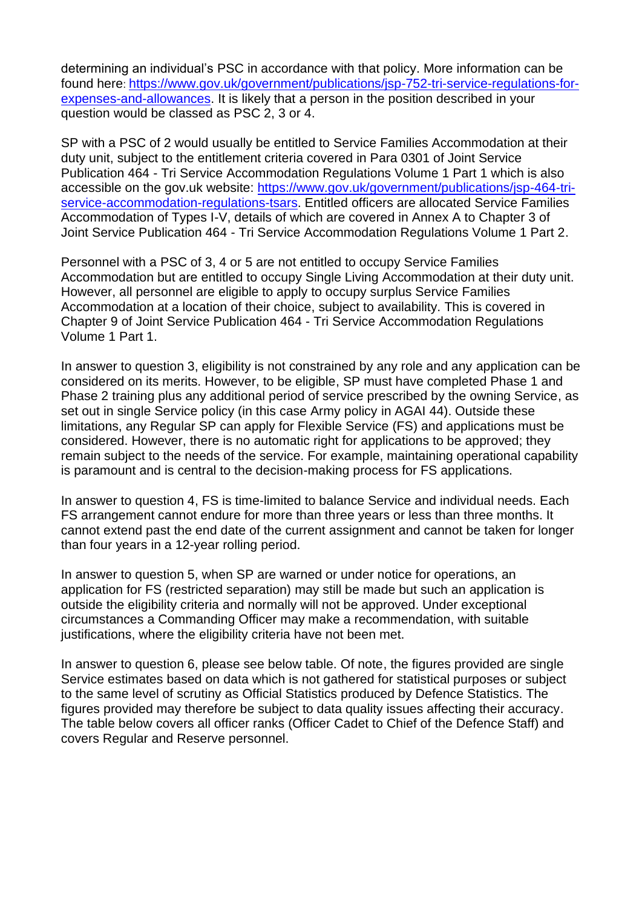determining an individual's PSC in accordance with that policy. More information can be found here: [https://www.gov.uk/government/publications/jsp-752-tri-service-regulations-for-expenses-and-allowances](https://www.gov.uk/government/publications/jsp-752-tri-service-regulations-for-expenses-and-allowances). It is likely that a person in the position described in your question would be classed as PSC 2, 3 or 4.

SP with a PSC of 2 would usually be entitled to Service Families Accommodation at their duty unit, subject to the entitlement criteria covered in Para 0301 of Joint Service Publication 464 - Tri Service Accommodation Regulations Volume 1 Part 1 which is also accessible on the gov.uk website: [https://www.gov.uk/government/publications/jsp-464-tri-service-accommodation-regulations-tsars](https://www.gov.uk/government/publications/jsp-464-tri-service-accommodation-regulations-tsars). Entitled officers are allocated Service Families Accommodation of Types I-V, details of which are covered in Annex A to Chapter 3 of Joint Service Publication 464 - Tri Service Accommodation Regulations Volume 1 Part 2.

Personnel with a PSC of 3, 4 or 5 are not entitled to occupy Service Families Accommodation but are entitled to occupy Single Living Accommodation at their duty unit. However, all personnel are eligible to apply to occupy surplus Service Families Accommodation at a location of their choice, subject to availability. This is covered in Chapter 9 of Joint Service Publication 464 - Tri Service Accommodation Regulations Volume 1 Part 1.

In answer to question 3, eligibility is not constrained by any role and any application can be considered on its merits. However, to be eligible, SP must have completed Phase 1 and Phase 2 training plus any additional period of service prescribed by the owning Service, as set out in single Service policy (in this case Army policy in AGAI 44). Outside these limitations, any Regular SP can apply for Flexible Service (FS) and applications must be considered. However, there is no automatic right for applications to be approved; they remain subject to the needs of the service. For example, maintaining operational capability is paramount and is central to the decision-making process for FS applications.

In answer to question 4, FS is time-limited to balance Service and individual needs. Each FS arrangement cannot endure for more than three years or less than three months. It cannot extend past the end date of the current assignment and cannot be taken for longer than four years in a 12-year rolling period.

In answer to question 5, when SP are warned or under notice for operations, an application for FS (restricted separation) may still be made but such an application is outside the eligibility criteria and normally will not be approved. Under exceptional circumstances a Commanding Officer may make a recommendation, with suitable justifications, where the eligibility criteria have not been met.

In answer to question 6, please see below table. Of note, the figures provided are single Service estimates based on data which is not gathered for statistical purposes or subject to the same level of scrutiny as Official Statistics produced by Defence Statistics. The figures provided may therefore be subject to data quality issues affecting their accuracy. The table below covers all officer ranks (Officer Cadet to Chief of the Defence Staff) and covers Regular and Reserve personnel.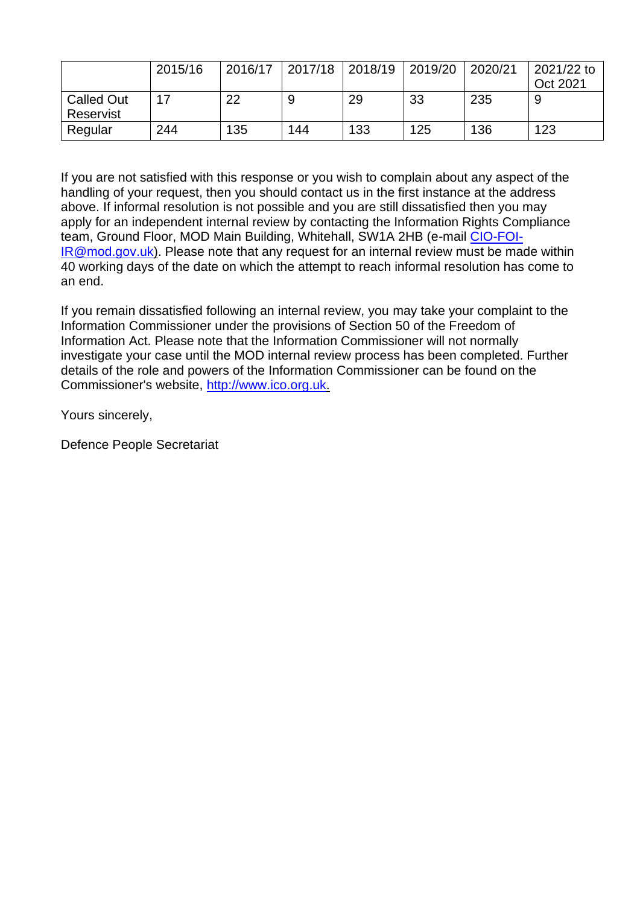| | 2015/16 | 2016/17 | 2017/18 | 2018/19 | 2019/20 | 2020/21 | 2021/22 to Oct 2021 |
|---|---|---|---|---|---|---|---|
| Called Out Reservist | 17 | 22 | 9 | 29 | 33 | 235 | 9 |
| Regular | 244 | 135 | 144 | 133 | 125 | 136 | 123 |

If you are not satisfied with this response or you wish to complain about any aspect of the handling of your request, then you should contact us in the first instance at the address above. If informal resolution is not possible and you are still dissatisfied then you may apply for an independent internal review by contacting the Information Rights Compliance team, Ground Floor, MOD Main Building, Whitehall, SW1A 2HB (e-mail CIO-FOI-IR@mod.gov.uk). Please note that any request for an internal review must be made within 40 working days of the date on which the attempt to reach informal resolution has come to an end.

If you remain dissatisfied following an internal review, you may take your complaint to the Information Commissioner under the provisions of Section 50 of the Freedom of Information Act. Please note that the Information Commissioner will not normally investigate your case until the MOD internal review process has been completed. Further details of the role and powers of the Information Commissioner can be found on the Commissioner's website, http://www.ico.org.uk.

Yours sincerely,

Defence People Secretariat